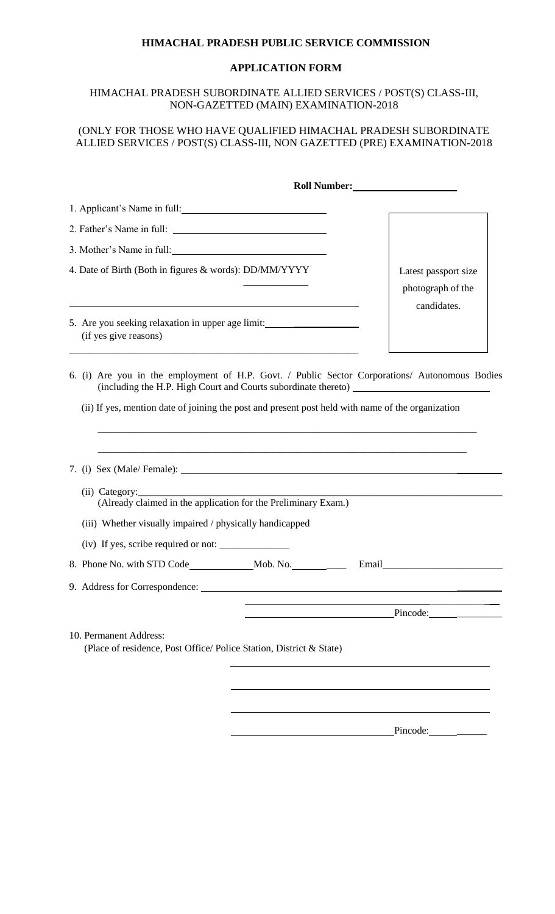# HIMACHAL PRADESH PUBLIC SERVICE COMMISSION

## APPLICATION FORM

HIMACHAL PRADESH SUBORDINATE ALLIED SERVICES / POST(S) CLASS-III, NON-GAZETTED (MAIN) EXAMINATION-2018

(ONLY FOR THOSE WHO HAVE QUALIFIED HIMACHAL PRADESH SUBORDINATE ALLIED SERVICES / POST(S) CLASS-III, NON GAZETTED (PRE) EXAMINATION-2018

**Roll Number:** ____________________

Latest passport size photograph of the candidates.

1. Applicant's Name in full: ____________________________

2. Father's Name in full: ____________________________

3. Mother's Name in full: ____________________________

4. Date of Birth (Both in figures & words): DD/MM/YYYY ____________

____________________________________________________________

5. Are you seeking relaxation in upper age limit: ______________
   (if yes give reasons)

____________________________________________________________

6. (i) Are you in the employment of H.P. Govt. / Public Sector Corporations/ Autonomous Bodies (including the H.P. High Court and Courts subordinate thereto) ____________________________

   (ii) If yes, mention date of joining the post and present post held with name of the organization

   ____________________________________________________________

   ____________________________________________________________

7. (i) Sex (Male/ Female): ____________________________

   (ii) Category: ____________________________
   (Already claimed in the application for the Preliminary Exam.)

   (iii) Whether visually impaired / physically handicapped

   (iv) If yes, scribe required or not: ______________

8. Phone No. with STD Code ____________ Mob. No. ____________ Email ____________________________

9. Address for Correspondence: ____________________________

   ____________________________________________________________

   ____________________________ Pincode: ____________

10. Permanent Address:
    (Place of residence, Post Office/ Police Station, District & State)

    ____________________________________________________________

    ____________________________________________________________

    ____________________________________________________________

    ____________________________ Pincode: ____________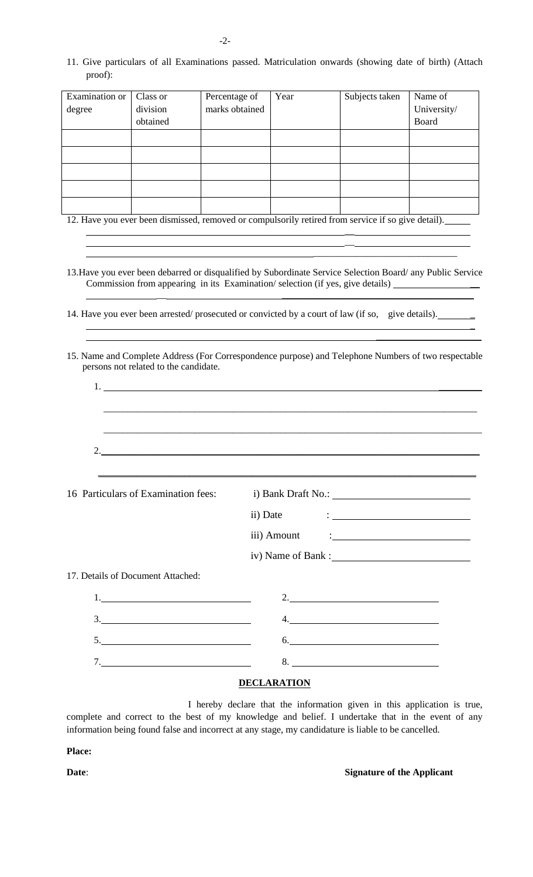11. Give particulars of all Examinations passed. Matriculation onwards (showing date of birth) (Attach proof):

| Examination or degree | Class or division obtained | Percentage of marks obtained | Year | Subjects taken | Name of University/ Board |
|---|---|---|---|---|---|
| | | | | | |
| | | | | | |
| | | | | | |
| | | | | | |
| | | | | | |

12. Have you ever been dismissed, removed or compulsorily retired from service if so give detail).

13. Have you ever been debarred or disqualified by Subordinate Service Selection Board/ any Public Service Commission from appearing in its Examination/ selection (if yes, give details)

14. Have you ever been arrested/ prosecuted or convicted by a court of law (if so, give details).

15. Name and Complete Address (For Correspondence purpose) and Telephone Numbers of two respectable persons not related to the candidate.

1.

2.

16 Particulars of Examination fees:
- i) Bank Draft No.:
- ii) Date :
- iii) Amount :
- iv) Name of Bank :

17. Details of Document Attached:

1. 
2. 
3. 
4. 
5. 
6. 
7. 
8. 

## DECLARATION

I hereby declare that the information given in this application is true, complete and correct to the best of my knowledge and belief. I undertake that in the event of any information being found false and incorrect at any stage, my candidature is liable to be cancelled.

**Place:**

**Date**: **Signature of the Applicant**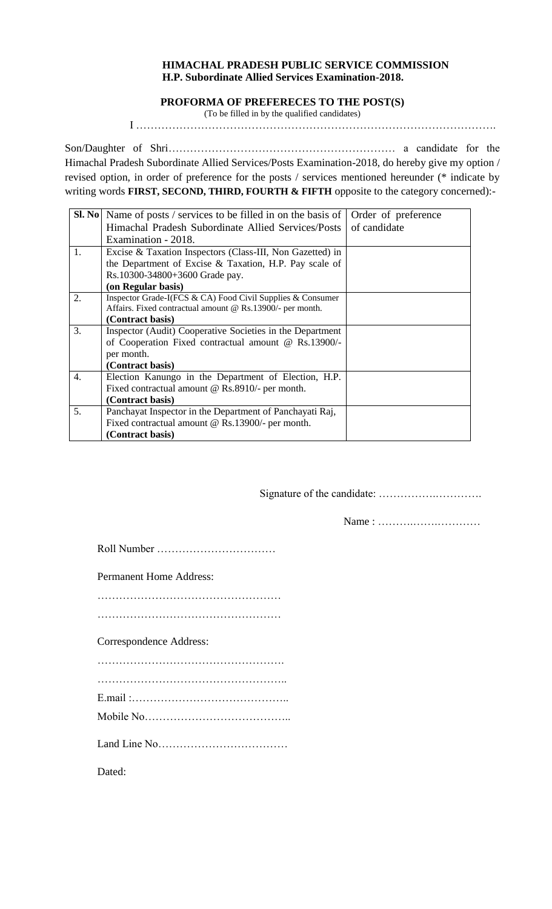**HIMACHAL PRADESH PUBLIC SERVICE COMMISSION**
**H.P. Subordinate Allied Services Examination-2018.**

**PROFORMA OF PREFERECES TO THE POST(S)**

(To be filled in by the qualified candidates)

I ………………………………………………………………………………………….

Son/Daughter of Shri……………………………………………………… a candidate for the Himachal Pradesh Subordinate Allied Services/Posts Examination-2018, do hereby give my option / revised option, in order of preference for the posts / services mentioned hereunder (* indicate by writing words **FIRST, SECOND, THIRD, FOURTH & FIFTH** opposite to the category concerned):-

| Sl. No | Name of posts / services to be filled in on the basis of Himachal Pradesh Subordinate Allied Services/Posts Examination - 2018. | Order of preference of candidate |
|---|---|---|
| 1. | Excise & Taxation Inspectors (Class-III, Non Gazetted) in the Department of Excise & Taxation, H.P. Pay scale of Rs.10300-34800+3600 Grade pay. **(on Regular basis)** | |
| 2. | Inspector Grade-I(FCS & CA) Food Civil Supplies & Consumer Affairs. Fixed contractual amount @ Rs.13900/- per month. **(Contract basis)** | |
| 3. | Inspector (Audit) Cooperative Societies in the Department of Cooperation Fixed contractual amount @ Rs.13900/- per month. **(Contract basis)** | |
| 4. | Election Kanungo in the Department of Election, H.P. Fixed contractual amount @ Rs.8910/- per month. **(Contract basis)** | |
| 5. | Panchayat Inspector in the Department of Panchayati Raj, Fixed contractual amount @ Rs.13900/- per month. **(Contract basis)** | |

Signature of the candidate: …………….………….

Name : ………..…….…………

Roll Number ……………………………

Permanent Home Address:

……………………………………………

……………………………………………

Correspondence Address:

…………………………………………….

……………………………………………..

E.mail :……………………………………..

Mobile No…………………………………..

Land Line No………………………………

Dated: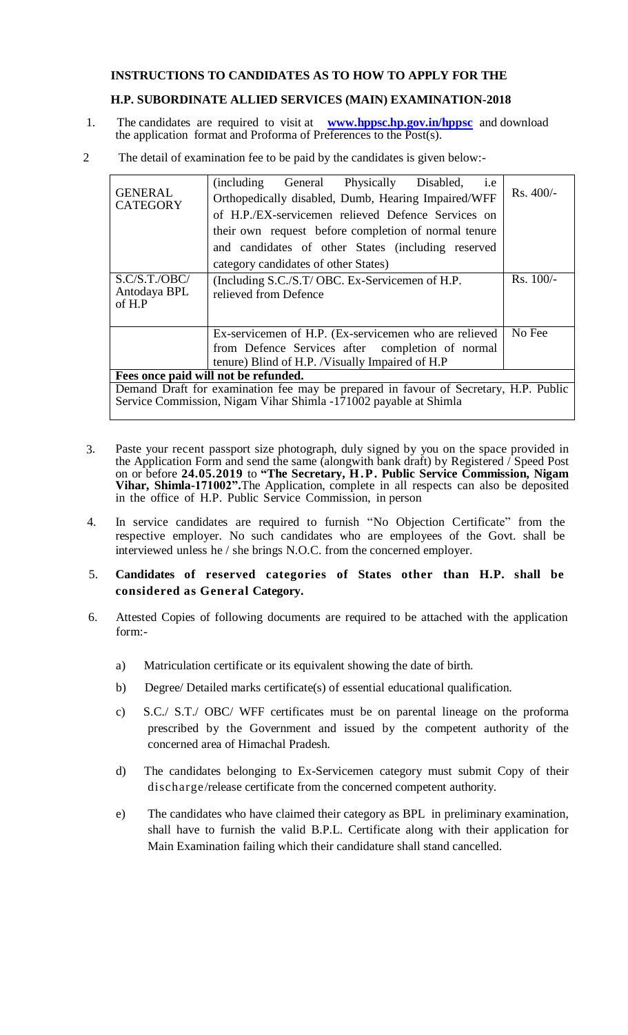## INSTRUCTIONS TO CANDIDATES AS TO HOW TO APPLY FOR THE

## H.P. SUBORDINATE ALLIED SERVICES (MAIN) EXAMINATION-2018

1. The candidates are required to visit at **www.hppsc.hp.gov.in/hppsc** and download the application format and Proforma of Preferences to the Post(s).

2. The detail of examination fee to be paid by the candidates is given below:-

| | | |
|---|---|---|
| GENERAL CATEGORY | (including General Physically Disabled, i.e Orthopedically disabled, Dumb, Hearing Impaired/WFF of H.P./EX-servicemen relieved Defence Services on their own request before completion of normal tenure and candidates of other States (including reserved category candidates of other States) | Rs. 400/- |
| S.C/S.T./OBC/ Antodaya BPL of H.P | (Including S.C./S.T/ OBC. Ex-Servicemen of H.P. relieved from Defence | Rs. 100/- |
| | Ex-servicemen of H.P. (Ex-servicemen who are relieved from Defence Services after completion of normal tenure) Blind of H.P. /Visually Impaired of H.P | No Fee |
| **Fees once paid will not be refunded.** | | |
| Demand Draft for examination fee may be prepared in favour of Secretary, H.P. Public Service Commission, Nigam Vihar Shimla -171002 payable at Shimla | | |

3. Paste your recent passport size photograph, duly signed by you on the space provided in the Application Form and send the same (alongwith bank draft) by Registered / Speed Post on or before **24.05.2019** to **"The Secretary, H.P. Public Service Commission, Nigam Vihar, Shimla-171002".** The Application, complete in all respects can also be deposited in the office of H.P. Public Service Commission, in person

4. In service candidates are required to furnish "No Objection Certificate" from the respective employer. No such candidates who are employees of the Govt. shall be interviewed unless he / she brings N.O.C. from the concerned employer.

5. **Candidates of reserved categories of States other than H.P. shall be considered as General Category.**

6. Attested Copies of following documents are required to be attached with the application form:-

   a) Matriculation certificate or its equivalent showing the date of birth.

   b) Degree/ Detailed marks certificate(s) of essential educational qualification.

   c) S.C./ S.T./ OBC/ WFF certificates must be on parental lineage on the proforma prescribed by the Government and issued by the competent authority of the concerned area of Himachal Pradesh.

   d) The candidates belonging to Ex-Servicemen category must submit Copy of their discharge/release certificate from the concerned competent authority.

   e) The candidates who have claimed their category as BPL in preliminary examination, shall have to furnish the valid B.P.L. Certificate along with their application for Main Examination failing which their candidature shall stand cancelled.